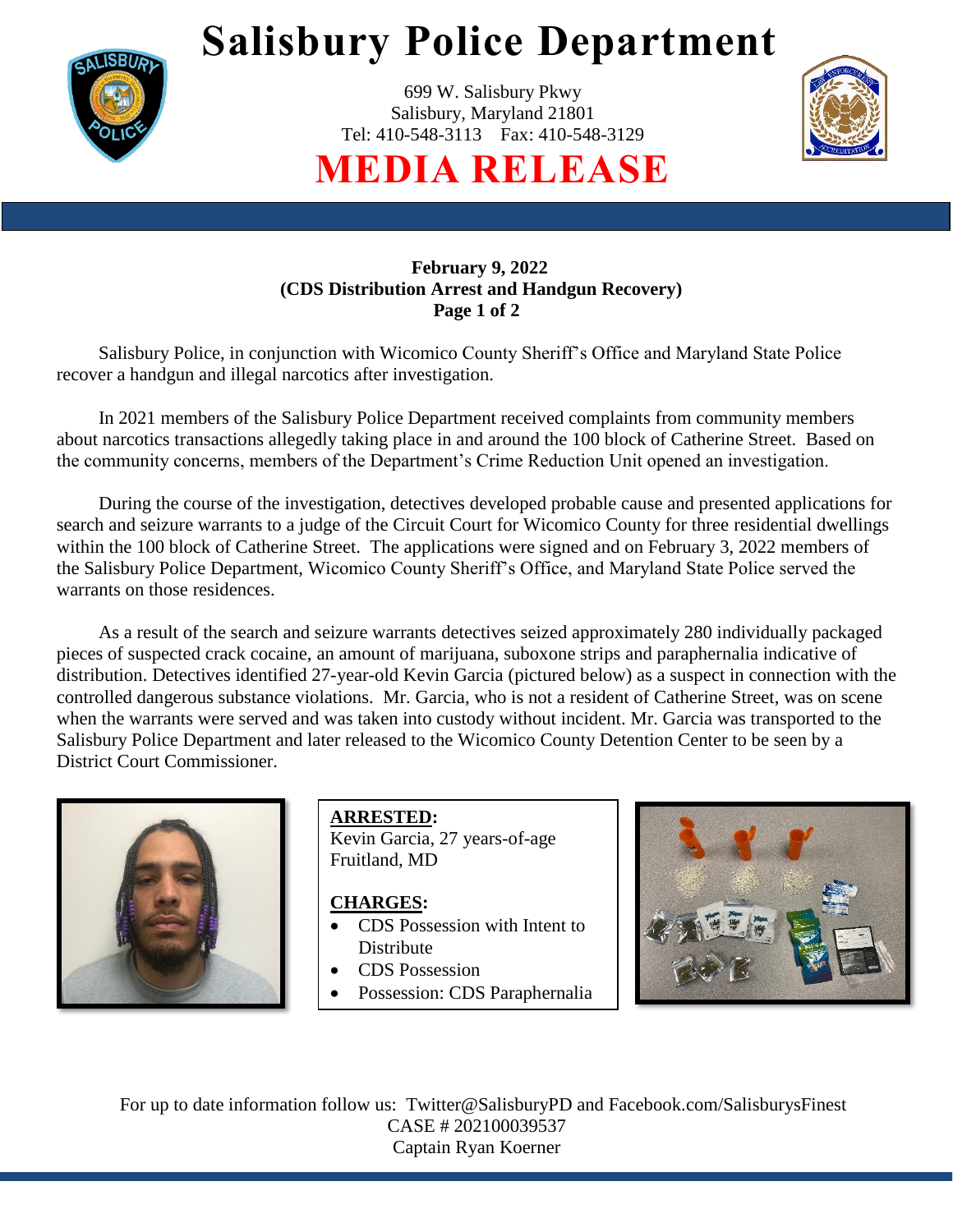# Salisbury Police Department

699 W. Salisbury Pkwy
Salisbury, Maryland 21801
Tel: 410-548-3113 Fax: 410-548-3129

## MEDIA RELEASE

**February 9, 2022**
**(CDS Distribution Arrest and Handgun Recovery)**

Salisbury Police, in conjunction with Wicomico County Sheriff's Office and Maryland State Police recover a handgun and illegal narcotics after investigation.

In 2021 members of the Salisbury Police Department received complaints from community members about narcotics transactions allegedly taking place in and around the 100 block of Catherine Street. Based on the community concerns, members of the Department's Crime Reduction Unit opened an investigation.

During the course of the investigation, detectives developed probable cause and presented applications for search and seizure warrants to a judge of the Circuit Court for Wicomico County for three residential dwellings within the 100 block of Catherine Street. The applications were signed and on February 3, 2022 members of the Salisbury Police Department, Wicomico County Sheriff's Office, and Maryland State Police served the warrants on those residences.

As a result of the search and seizure warrants detectives seized approximately 280 individually packaged pieces of suspected crack cocaine, an amount of marijuana, suboxone strips and paraphernalia indicative of distribution. Detectives identified 27-year-old Kevin Garcia (pictured below) as a suspect in connection with the controlled dangerous substance violations. Mr. Garcia, who is not a resident of Catherine Street, was on scene when the warrants were served and was taken into custody without incident. Mr. Garcia was transported to the Salisbury Police Department and later released to the Wicomico County Detention Center to be seen by a District Court Commissioner.

**ARRESTED:**
Kevin Garcia, 27 years-of-age
Fruitland, MD

**CHARGES:**
- CDS Possession with Intent to Distribute
- CDS Possession
- Possession: CDS Paraphernalia

For up to date information follow us: Twitter@SalisburyPD and Facebook.com/SalisburysFinest
CASE # 202100039537
Captain Ryan Koerner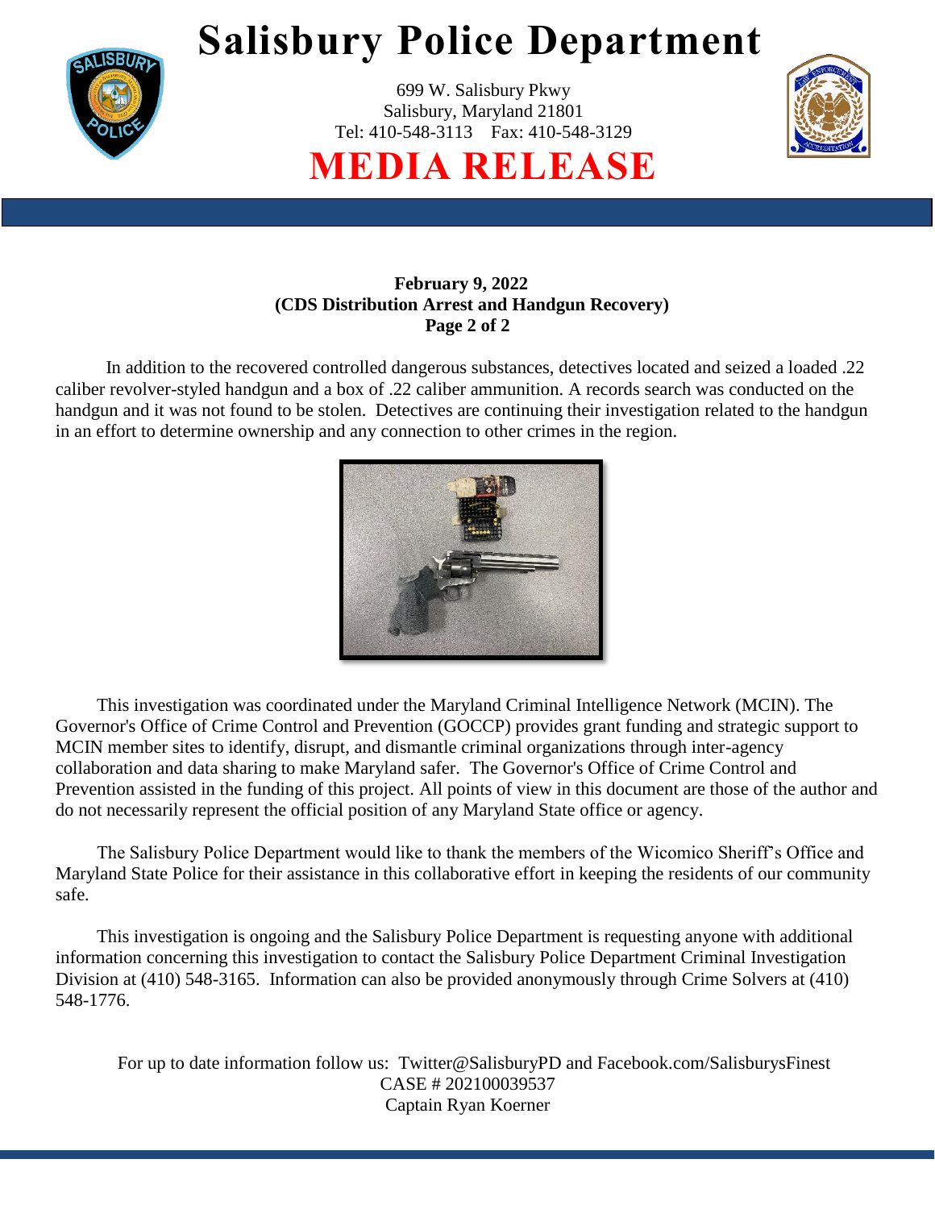# Salisbury Police Department

699 W. Salisbury Pkwy
Salisbury, Maryland 21801
Tel: 410-548-3113 Fax: 410-548-3129

# MEDIA RELEASE

**February 9, 2022**
**(CDS Distribution Arrest and Handgun Recovery)**
**Page 2 of 2**

In addition to the recovered controlled dangerous substances, detectives located and seized a loaded .22 caliber revolver-styled handgun and a box of .22 caliber ammunition. A records search was conducted on the handgun and it was not found to be stolen. Detectives are continuing their investigation related to the handgun in an effort to determine ownership and any connection to other crimes in the region.

This investigation was coordinated under the Maryland Criminal Intelligence Network (MCIN). The Governor's Office of Crime Control and Prevention (GOCCP) provides grant funding and strategic support to MCIN member sites to identify, disrupt, and dismantle criminal organizations through inter-agency collaboration and data sharing to make Maryland safer. The Governor's Office of Crime Control and Prevention assisted in the funding of this project. All points of view in this document are those of the author and do not necessarily represent the official position of any Maryland State office or agency.

The Salisbury Police Department would like to thank the members of the Wicomico Sheriff's Office and Maryland State Police for their assistance in this collaborative effort in keeping the residents of our community safe.

This investigation is ongoing and the Salisbury Police Department is requesting anyone with additional information concerning this investigation to contact the Salisbury Police Department Criminal Investigation Division at (410) 548-3165. Information can also be provided anonymously through Crime Solvers at (410) 548-1776.

For up to date information follow us: Twitter@SalisburyPD and Facebook.com/SalisburysFinest
CASE # 202100039537
Captain Ryan Koerner